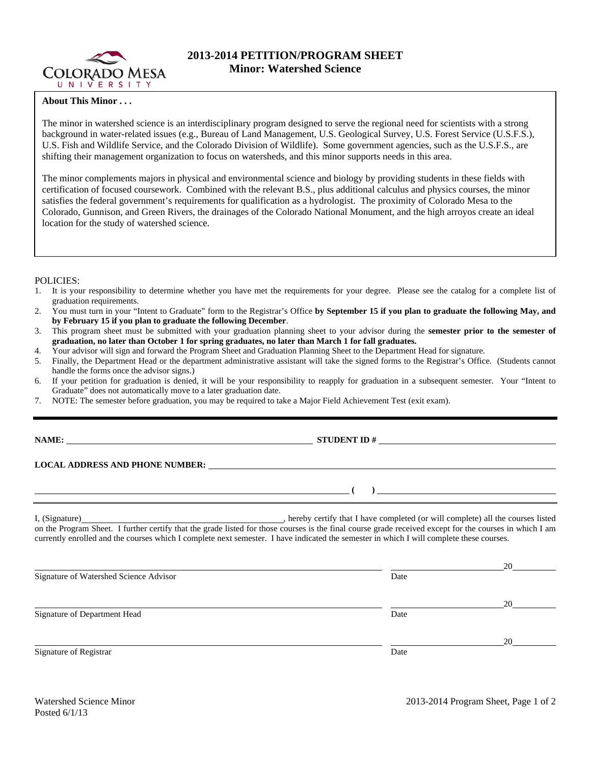# 2013-2014 PETITION/PROGRAM SHEET
## Minor: Watershed Science

**About This Minor . . .**

The minor in watershed science is an interdisciplinary program designed to serve the regional need for scientists with a strong background in water-related issues (e.g., Bureau of Land Management, U.S. Geological Survey, U.S. Forest Service (U.S.F.S.), U.S. Fish and Wildlife Service, and the Colorado Division of Wildlife). Some government agencies, such as the U.S.F.S., are shifting their management organization to focus on watersheds, and this minor supports needs in this area.

The minor complements majors in physical and environmental science and biology by providing students in these fields with certification of focused coursework. Combined with the relevant B.S., plus additional calculus and physics courses, the minor satisfies the federal government's requirements for qualification as a hydrologist. The proximity of Colorado Mesa to the Colorado, Gunnison, and Green Rivers, the drainages of the Colorado National Monument, and the high arroyos create an ideal location for the study of watershed science.

POLICIES:

1. It is your responsibility to determine whether you have met the requirements for your degree. Please see the catalog for a complete list of graduation requirements.
2. You must turn in your "Intent to Graduate" form to the Registrar's Office **by September 15 if you plan to graduate the following May, and by February 15 if you plan to graduate the following December**.
3. This program sheet must be submitted with your graduation planning sheet to your advisor during the **semester prior to the semester of graduation, no later than October 1 for spring graduates, no later than March 1 for fall graduates.**
4. Your advisor will sign and forward the Program Sheet and Graduation Planning Sheet to the Department Head for signature.
5. Finally, the Department Head or the department administrative assistant will take the signed forms to the Registrar's Office. (Students cannot handle the forms once the advisor signs.)
6. If your petition for graduation is denied, it will be your responsibility to reapply for graduation in a subsequent semester. Your "Intent to Graduate" does not automatically move to a later graduation date.
7. NOTE: The semester before graduation, you may be required to take a Major Field Achievement Test (exit exam).

---

**NAME:** ______________________________ **STUDENT ID #** ______________________________

**LOCAL ADDRESS AND PHONE NUMBER:** ______________________________

______________________________ **( )** ______________________________

I, (Signature) ______________________________, hereby certify that I have completed (or will complete) all the courses listed on the Program Sheet. I further certify that the grade listed for those courses is the final course grade received except for the courses in which I am currently enrolled and the courses which I complete next semester. I have indicated the semester in which I will complete these courses.

______________________________ ______________ 20______
Signature of Watershed Science Advisor Date

______________________________ ______________ 20______
Signature of Department Head Date

______________________________ ______________ 20______
Signature of Registrar Date

Watershed Science Minor
Posted 6/1/13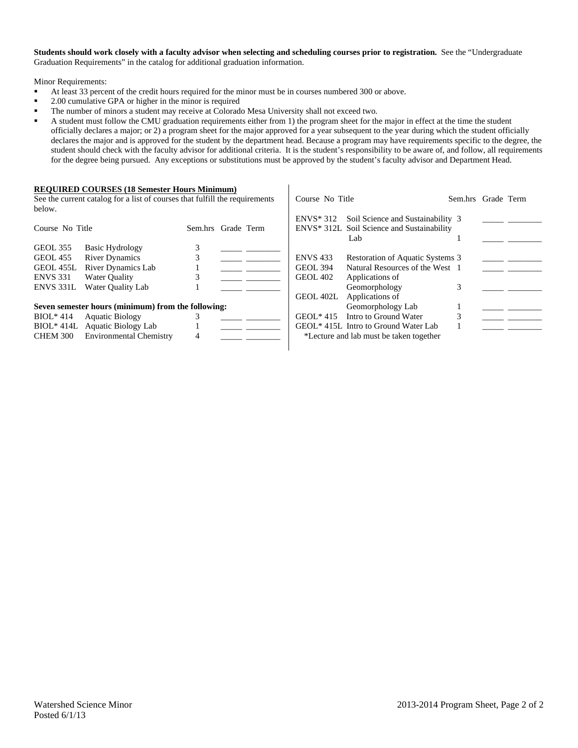**Students should work closely with a faculty advisor when selecting and scheduling courses prior to registration.** See the "Undergraduate Graduation Requirements" in the catalog for additional graduation information.

Minor Requirements:

- At least 33 percent of the credit hours required for the minor must be in courses numbered 300 or above.
- 2.00 cumulative GPA or higher in the minor is required
- The number of minors a student may receive at Colorado Mesa University shall not exceed two.
- A student must follow the CMU graduation requirements either from 1) the program sheet for the major in effect at the time the student officially declares a major; or 2) a program sheet for the major approved for a year subsequent to the year during which the student officially declares the major and is approved for the student by the department head. Because a program may have requirements specific to the degree, the student should check with the faculty advisor for additional criteria. It is the student's responsibility to be aware of, and follow, all requirements for the degree being pursued. Any exceptions or substitutions must be approved by the student's faculty advisor and Department Head.

**REQUIRED COURSES (18 Semester Hours Minimum)**

See the current catalog for a list of courses that fulfill the requirements below.

| Course No | Title | Sem.hrs | Grade | Term |
|---|---|---|---|---|
| GEOL 355 | Basic Hydrology | 3 | _____ | ________ |
| GEOL 455 | River Dynamics | 3 | _____ | ________ |
| GEOL 455L | River Dynamics Lab | 1 | _____ | ________ |
| ENVS 331 | Water Quality | 3 | _____ | ________ |
| ENVS 331L | Water Quality Lab | 1 | _____ | ________ |

**Seven semester hours (minimum) from the following:**

| Course No | Title | Sem.hrs | Grade | Term |
|---|---|---|---|---|
| BIOL* 414 | Aquatic Biology | 3 | _____ | ________ |
| BIOL* 414L | Aquatic Biology Lab | 1 | _____ | ________ |
| CHEM 300 | Environmental Chemistry | 4 | _____ | ________ |
| ENVS* 312 | Soil Science and Sustainability | 3 | _____ | ________ |
| ENVS* 312L | Soil Science and Sustainability Lab | 1 | _____ | ________ |
| ENVS 433 | Restoration of Aquatic Systems | 3 | _____ | ________ |
| GEOL 394 | Natural Resources of the West | 1 | _____ | ________ |
| GEOL 402 | Applications of Geomorphology | 3 | _____ | ________ |
| GEOL 402L | Applications of Geomorphology Lab | 1 | _____ | ________ |
| GEOL* 415 | Intro to Ground Water | 3 | _____ | ________ |
| GEOL* 415L | Intro to Ground Water Lab | 1 | _____ | ________ |

*Lecture and lab must be taken together

Watershed Science Minor
Posted 6/1/13